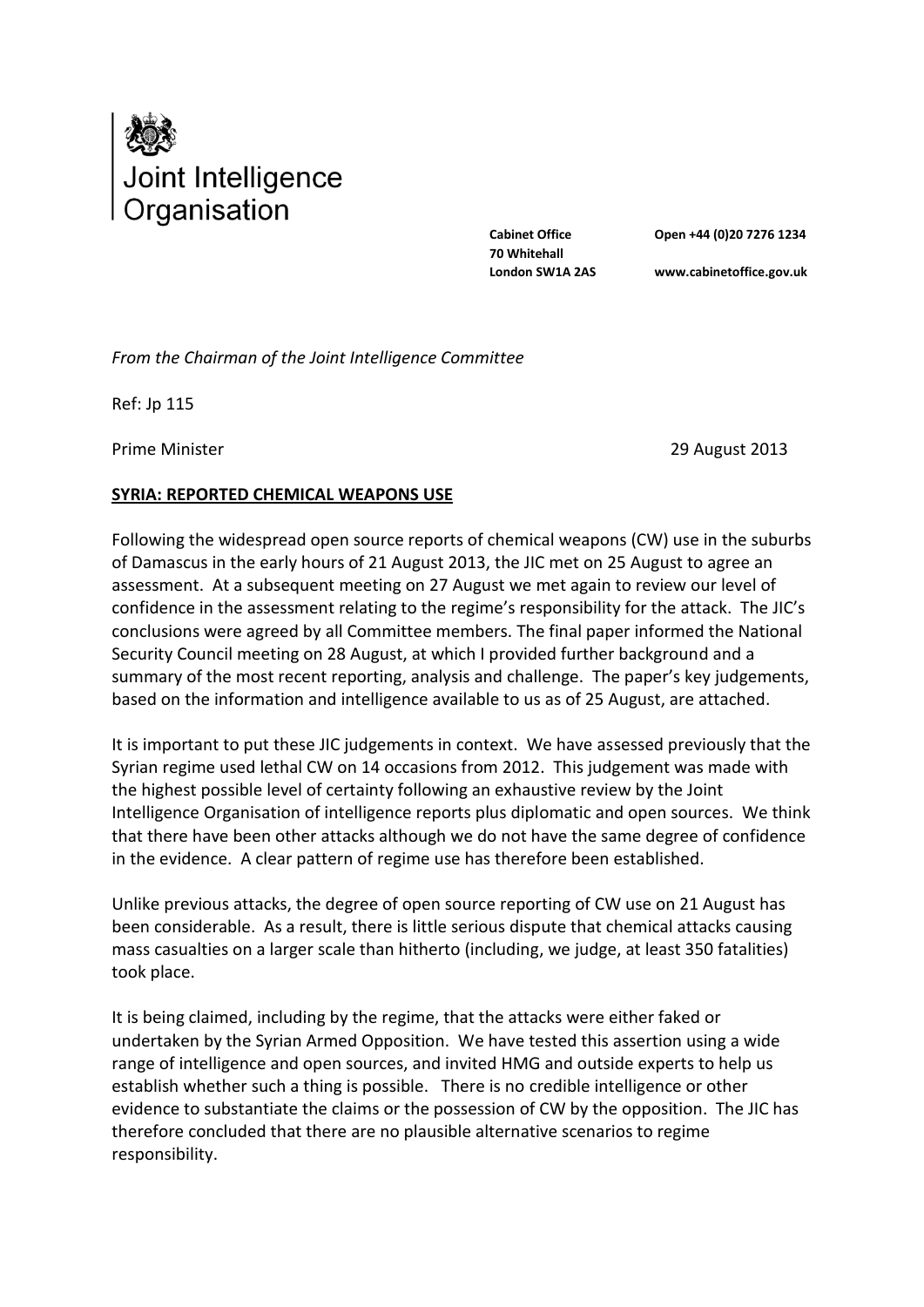Joint Intelligence Organisation

**Cabinet Office**
**70 Whitehall**
**London SW1A 2AS**

**Open +44 (0)20 7276 1234**

**www.cabinetoffice.gov.uk**

*From the Chairman of the Joint Intelligence Committee*

Ref: Jp 115

Prime Minister

29 August 2013

**SYRIA: REPORTED CHEMICAL WEAPONS USE**

Following the widespread open source reports of chemical weapons (CW) use in the suburbs of Damascus in the early hours of 21 August 2013, the JIC met on 25 August to agree an assessment. At a subsequent meeting on 27 August we met again to review our level of confidence in the assessment relating to the regime's responsibility for the attack. The JIC's conclusions were agreed by all Committee members. The final paper informed the National Security Council meeting on 28 August, at which I provided further background and a summary of the most recent reporting, analysis and challenge. The paper's key judgements, based on the information and intelligence available to us as of 25 August, are attached.

It is important to put these JIC judgements in context. We have assessed previously that the Syrian regime used lethal CW on 14 occasions from 2012. This judgement was made with the highest possible level of certainty following an exhaustive review by the Joint Intelligence Organisation of intelligence reports plus diplomatic and open sources. We think that there have been other attacks although we do not have the same degree of confidence in the evidence. A clear pattern of regime use has therefore been established.

Unlike previous attacks, the degree of open source reporting of CW use on 21 August has been considerable. As a result, there is little serious dispute that chemical attacks causing mass casualties on a larger scale than hitherto (including, we judge, at least 350 fatalities) took place.

It is being claimed, including by the regime, that the attacks were either faked or undertaken by the Syrian Armed Opposition. We have tested this assertion using a wide range of intelligence and open sources, and invited HMG and outside experts to help us establish whether such a thing is possible. There is no credible intelligence or other evidence to substantiate the claims or the possession of CW by the opposition. The JIC has therefore concluded that there are no plausible alternative scenarios to regime responsibility.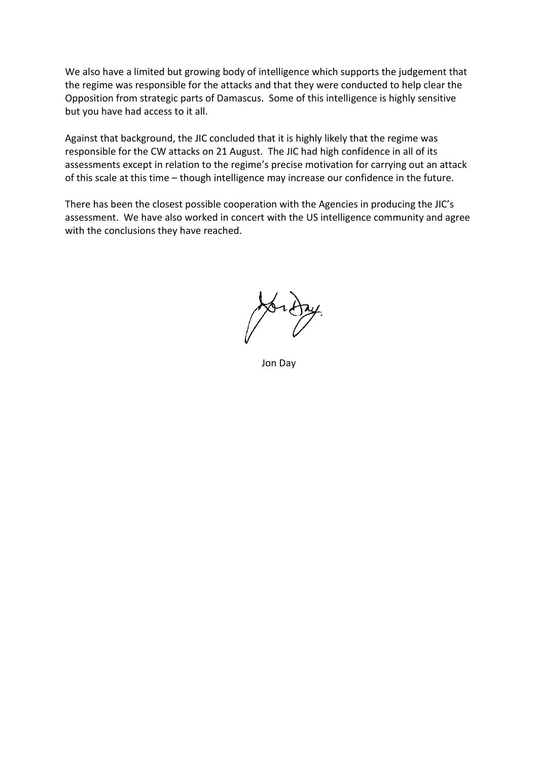We also have a limited but growing body of intelligence which supports the judgement that the regime was responsible for the attacks and that they were conducted to help clear the Opposition from strategic parts of Damascus. Some of this intelligence is highly sensitive but you have had access to it all.

Against that background, the JIC concluded that it is highly likely that the regime was responsible for the CW attacks on 21 August. The JIC had high confidence in all of its assessments except in relation to the regime's precise motivation for carrying out an attack of this scale at this time – though intelligence may increase our confidence in the future.

There has been the closest possible cooperation with the Agencies in producing the JIC's assessment. We have also worked in concert with the US intelligence community and agree with the conclusions they have reached.

Jon Day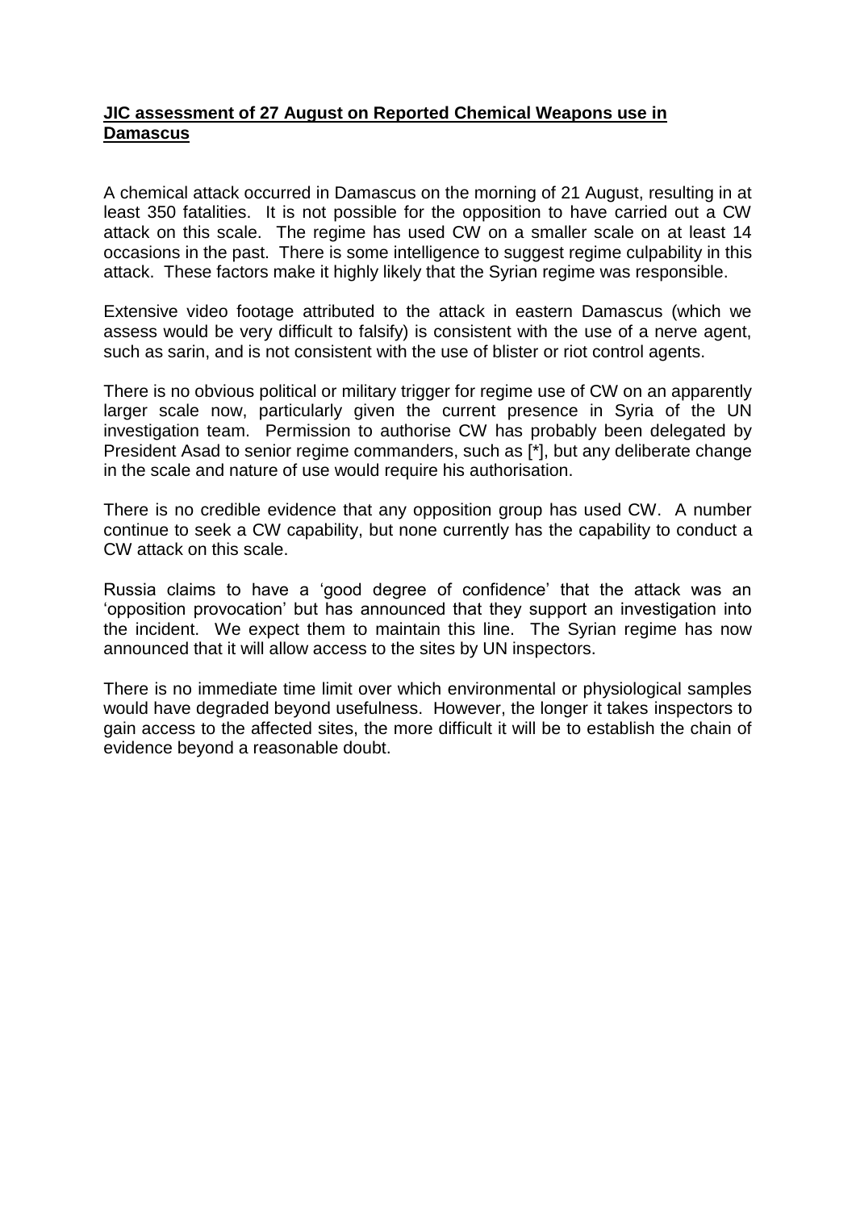**JIC assessment of 27 August on Reported Chemical Weapons use in Damascus**

A chemical attack occurred in Damascus on the morning of 21 August, resulting in at least 350 fatalities. It is not possible for the opposition to have carried out a CW attack on this scale. The regime has used CW on a smaller scale on at least 14 occasions in the past. There is some intelligence to suggest regime culpability in this attack. These factors make it highly likely that the Syrian regime was responsible.

Extensive video footage attributed to the attack in eastern Damascus (which we assess would be very difficult to falsify) is consistent with the use of a nerve agent, such as sarin, and is not consistent with the use of blister or riot control agents.

There is no obvious political or military trigger for regime use of CW on an apparently larger scale now, particularly given the current presence in Syria of the UN investigation team. Permission to authorise CW has probably been delegated by President Asad to senior regime commanders, such as [*], but any deliberate change in the scale and nature of use would require his authorisation.

There is no credible evidence that any opposition group has used CW. A number continue to seek a CW capability, but none currently has the capability to conduct a CW attack on this scale.

Russia claims to have a 'good degree of confidence' that the attack was an 'opposition provocation' but has announced that they support an investigation into the incident. We expect them to maintain this line. The Syrian regime has now announced that it will allow access to the sites by UN inspectors.

There is no immediate time limit over which environmental or physiological samples would have degraded beyond usefulness. However, the longer it takes inspectors to gain access to the affected sites, the more difficult it will be to establish the chain of evidence beyond a reasonable doubt.